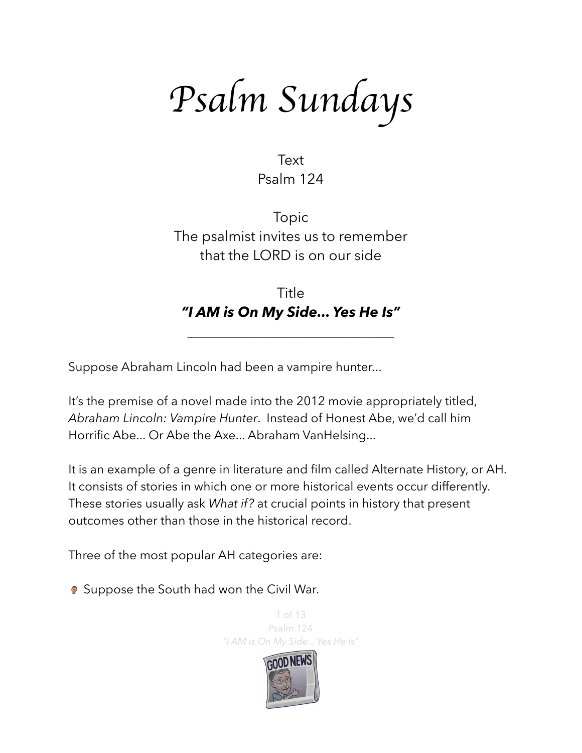# Psalm Sundays

Text
Psalm 124

Topic
The psalmist invites us to remember
that the LORD is on our side

Title
***"I AM is On My Side… Yes He Is"***

---

Suppose Abraham Lincoln had been a vampire hunter…

It's the premise of a novel made into the 2012 movie appropriately titled, *Abraham Lincoln: Vampire Hunter*. Instead of Honest Abe, we'd call him Horrific Abe… Or Abe the Axe… Abraham VanHelsing…

It is an example of a genre in literature and film called Alternate History, or AH. It consists of stories in which one or more historical events occur differently. These stories usually ask *What if?* at crucial points in history that present outcomes other than those in the historical record.

Three of the most popular AH categories are:

- Suppose the South had won the Civil War.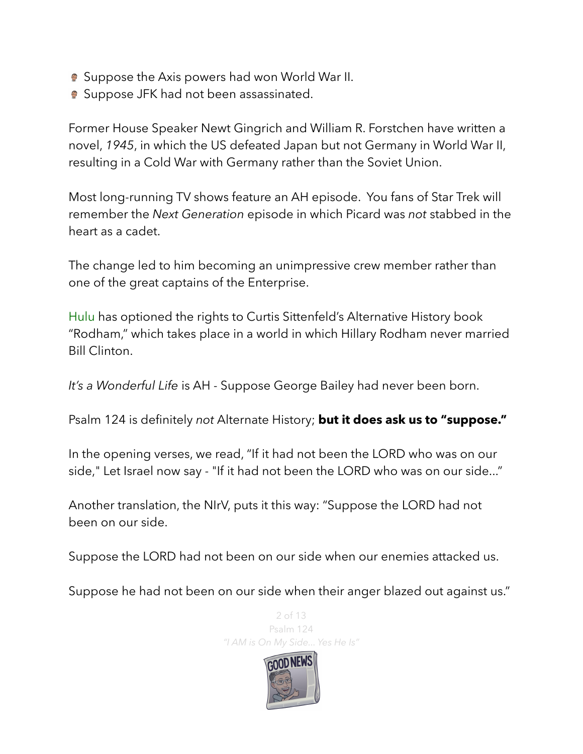- Suppose the Axis powers had won World War II.
- Suppose JFK had not been assassinated.

Former House Speaker Newt Gingrich and William R. Forstchen have written a novel, *1945*, in which the US defeated Japan but not Germany in World War II, resulting in a Cold War with Germany rather than the Soviet Union.

Most long-running TV shows feature an AH episode. You fans of Star Trek will remember the *Next Generation* episode in which Picard was *not* stabbed in the heart as a cadet.

The change led to him becoming an unimpressive crew member rather than one of the great captains of the Enterprise.

Hulu has optioned the rights to Curtis Sittenfeld's Alternative History book "Rodham," which takes place in a world in which Hillary Rodham never married Bill Clinton.

*It's a Wonderful Life* is AH - Suppose George Bailey had never been born.

Psalm 124 is definitely *not* Alternate History; **but it does ask us to "suppose."**

In the opening verses, we read, "If it had not been the LORD who was on our side," Let Israel now say - "If it had not been the LORD who was on our side..."

Another translation, the NIrV, puts it this way: "Suppose the LORD had not been on our side.

Suppose the LORD had not been on our side when our enemies attacked us.

Suppose he had not been on our side when their anger blazed out against us."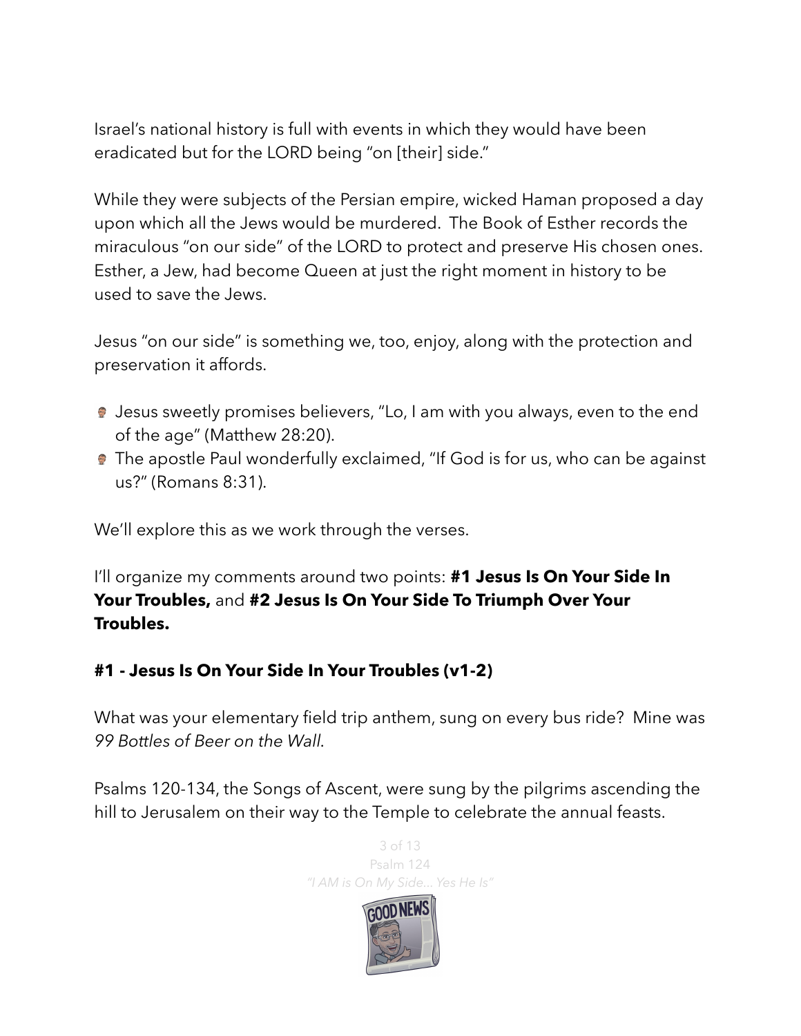Israel's national history is full with events in which they would have been eradicated but for the LORD being "on [their] side."

While they were subjects of the Persian empire, wicked Haman proposed a day upon which all the Jews would be murdered. The Book of Esther records the miraculous "on our side" of the LORD to protect and preserve His chosen ones. Esther, a Jew, had become Queen at just the right moment in history to be used to save the Jews.

Jesus "on our side" is something we, too, enjoy, along with the protection and preservation it affords.

- Jesus sweetly promises believers, "Lo, I am with you always, even to the end of the age" (Matthew 28:20).
- The apostle Paul wonderfully exclaimed, "If God is for us, who can be against us?" (Romans 8:31).

We'll explore this as we work through the verses.

I'll organize my comments around two points: **#1 Jesus Is On Your Side In Your Troubles,** and **#2 Jesus Is On Your Side To Triumph Over Your Troubles.**

### #1 - Jesus Is On Your Side In Your Troubles (v1-2)

What was your elementary field trip anthem, sung on every bus ride? Mine was *99 Bottles of Beer on the Wall*.

Psalms 120-134, the Songs of Ascent, were sung by the pilgrims ascending the hill to Jerusalem on their way to the Temple to celebrate the annual feasts.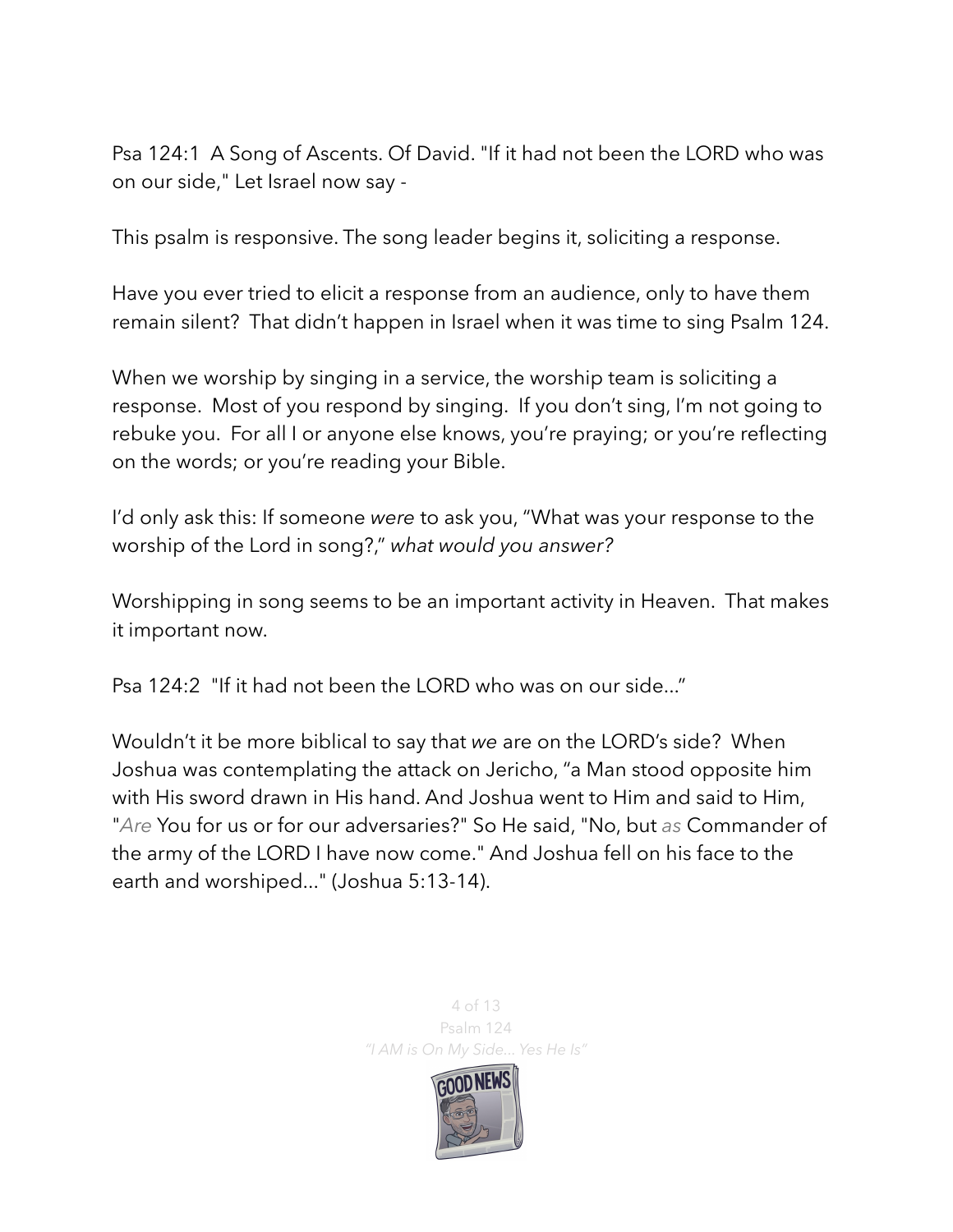Psa 124:1 A Song of Ascents. Of David. "If it had not been the LORD who was on our side," Let Israel now say -

This psalm is responsive. The song leader begins it, soliciting a response.

Have you ever tried to elicit a response from an audience, only to have them remain silent? That didn't happen in Israel when it was time to sing Psalm 124.

When we worship by singing in a service, the worship team is soliciting a response. Most of you respond by singing. If you don't sing, I'm not going to rebuke you. For all I or anyone else knows, you're praying; or you're reflecting on the words; or you're reading your Bible.

I'd only ask this: If someone *were* to ask you, "What was your response to the worship of the Lord in song?," *what would you answer?*

Worshipping in song seems to be an important activity in Heaven. That makes it important now.

Psa 124:2 "If it had not been the LORD who was on our side..."

Wouldn't it be more biblical to say that *we* are on the LORD's side? When Joshua was contemplating the attack on Jericho, "a Man stood opposite him with His sword drawn in His hand. And Joshua went to Him and said to Him, "*Are* You for us or for our adversaries?" So He said, "No, but *as* Commander of the army of the LORD I have now come." And Joshua fell on his face to the earth and worshiped..." (Joshua 5:13-14).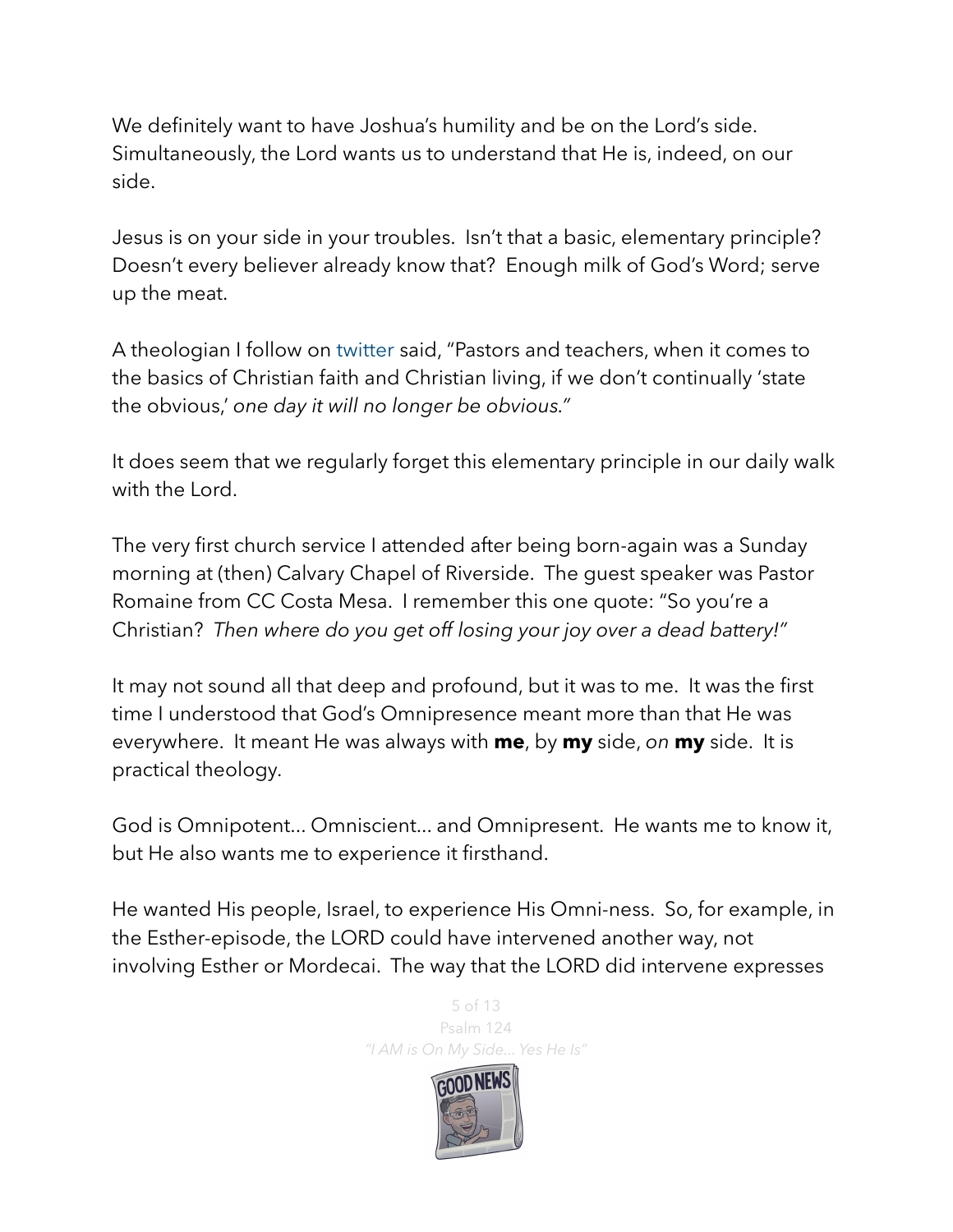We definitely want to have Joshua's humility and be on the Lord's side. Simultaneously, the Lord wants us to understand that He is, indeed, on our side.

Jesus is on your side in your troubles. Isn't that a basic, elementary principle? Doesn't every believer already know that? Enough milk of God's Word; serve up the meat.

A theologian I follow on twitter said, "Pastors and teachers, when it comes to the basics of Christian faith and Christian living, if we don't continually 'state the obvious,' *one day it will no longer be obvious."*

It does seem that we regularly forget this elementary principle in our daily walk with the Lord.

The very first church service I attended after being born-again was a Sunday morning at (then) Calvary Chapel of Riverside. The guest speaker was Pastor Romaine from CC Costa Mesa. I remember this one quote: "So you're a Christian? *Then where do you get off losing your joy over a dead battery!"*

It may not sound all that deep and profound, but it was to me. It was the first time I understood that God's Omnipresence meant more than that He was everywhere. It meant He was always with **me**, by **my** side, *on* **my** side. It is practical theology.

God is Omnipotent... Omniscient... and Omnipresent. He wants me to know it, but He also wants me to experience it firsthand.

He wanted His people, Israel, to experience His Omni-ness. So, for example, in the Esther-episode, the LORD could have intervened another way, not involving Esther or Mordecai. The way that the LORD did intervene expresses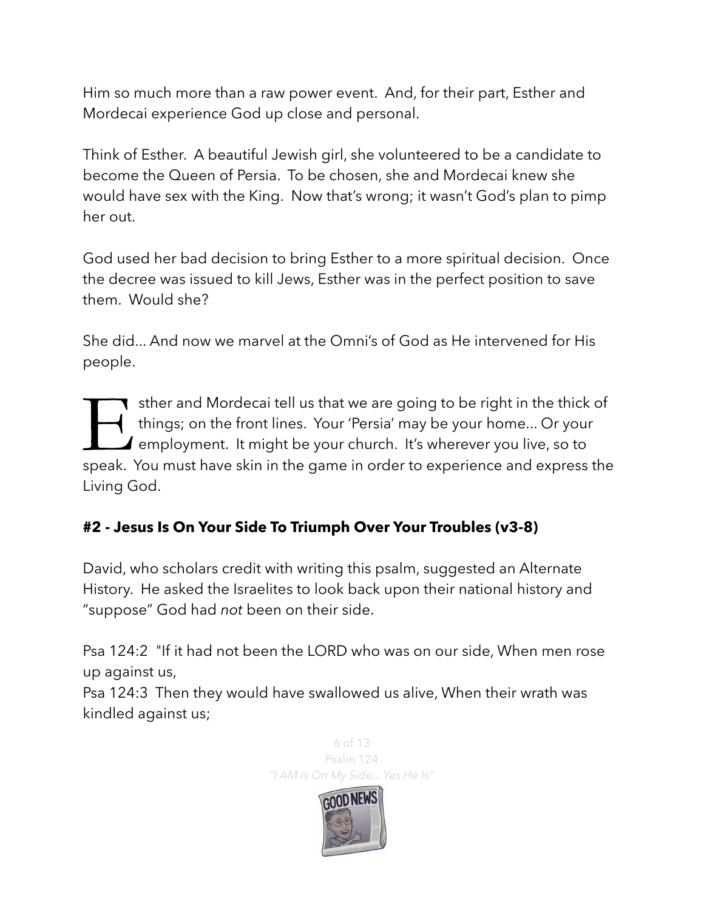Him so much more than a raw power event. And, for their part, Esther and Mordecai experience God up close and personal.

Think of Esther. A beautiful Jewish girl, she volunteered to be a candidate to become the Queen of Persia. To be chosen, she and Mordecai knew she would have sex with the King. Now that's wrong; it wasn't God's plan to pimp her out.

God used her bad decision to bring Esther to a more spiritual decision. Once the decree was issued to kill Jews, Esther was in the perfect position to save them. Would she?

She did... And now we marvel at the Omni's of God as He intervened for His people.

Esther and Mordecai tell us that we are going to be right in the thick of things; on the front lines. Your 'Persia' may be your home... Or your employment. It might be your church. It's wherever you live, so to speak. You must have skin in the game in order to experience and express the Living God.

**#2 - Jesus Is On Your Side To Triumph Over Your Troubles (v3-8)**

David, who scholars credit with writing this psalm, suggested an Alternate History. He asked the Israelites to look back upon their national history and "suppose" God had *not* been on their side.

Psa 124:2 "If it had not been the LORD who was on our side, When men rose up against us,
Psa 124:3 Then they would have swallowed us alive, When their wrath was kindled against us;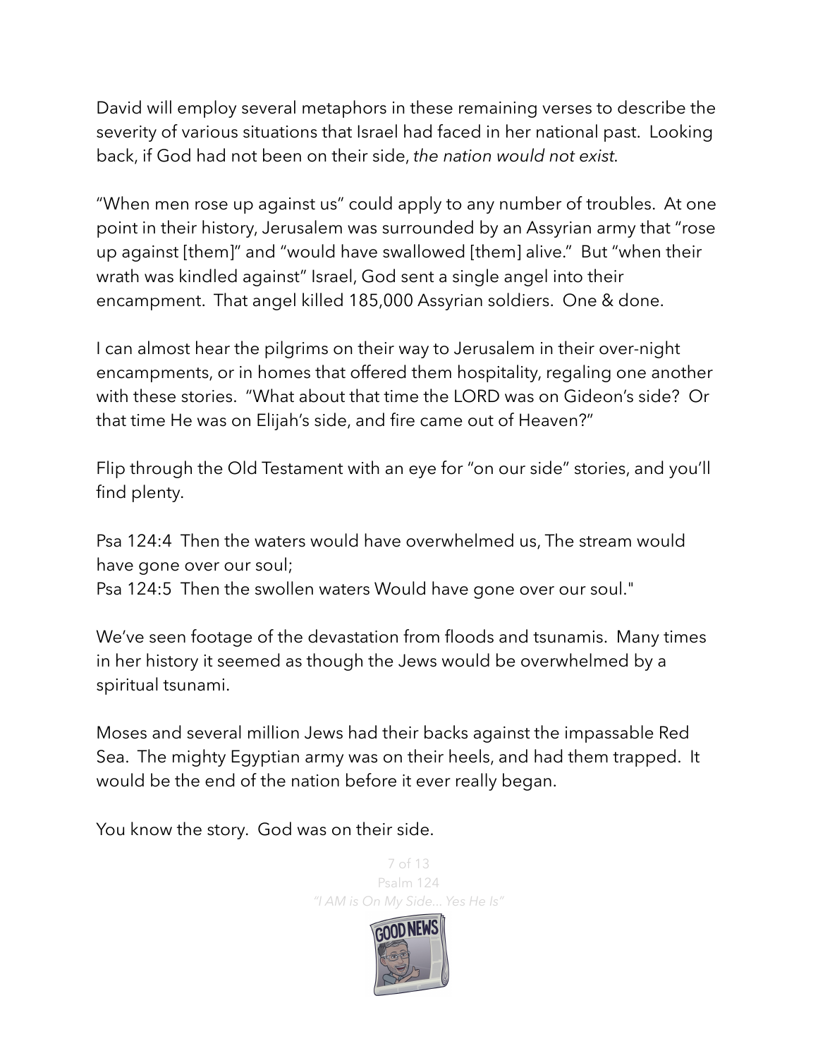David will employ several metaphors in these remaining verses to describe the severity of various situations that Israel had faced in her national past. Looking back, if God had not been on their side, *the nation would not exist*.

“When men rose up against us” could apply to any number of troubles. At one point in their history, Jerusalem was surrounded by an Assyrian army that “rose up against [them]” and “would have swallowed [them] alive.” But “when their wrath was kindled against” Israel, God sent a single angel into their encampment. That angel killed 185,000 Assyrian soldiers. One & done.

I can almost hear the pilgrims on their way to Jerusalem in their over-night encampments, or in homes that offered them hospitality, regaling one another with these stories. “What about that time the LORD was on Gideon’s side? Or that time He was on Elijah’s side, and fire came out of Heaven?”

Flip through the Old Testament with an eye for “on our side” stories, and you’ll find plenty.

Psa 124:4 Then the waters would have overwhelmed us, The stream would have gone over our soul;
Psa 124:5 Then the swollen waters Would have gone over our soul."

We’ve seen footage of the devastation from floods and tsunamis. Many times in her history it seemed as though the Jews would be overwhelmed by a spiritual tsunami.

Moses and several million Jews had their backs against the impassable Red Sea. The mighty Egyptian army was on their heels, and had them trapped. It would be the end of the nation before it ever really began.

You know the story. God was on their side.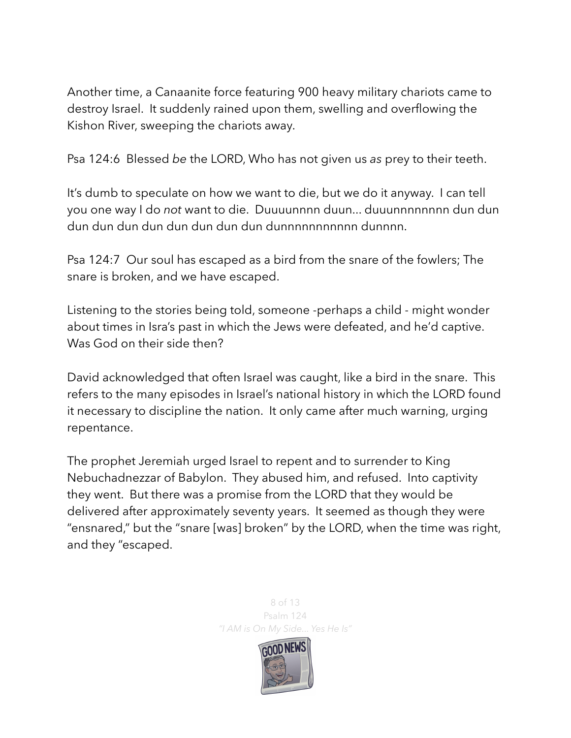Another time, a Canaanite force featuring 900 heavy military chariots came to destroy Israel. It suddenly rained upon them, swelling and overflowing the Kishon River, sweeping the chariots away.

Psa 124:6 Blessed *be* the LORD, Who has not given us *as* prey to their teeth.

It's dumb to speculate on how we want to die, but we do it anyway. I can tell you one way I do *not* want to die. Duuuunnnn duun... duuunnnnnnnn dun dun dun dun dun dun dun dun dun dun dunnnnnnnnnnn dunnnn.

Psa 124:7 Our soul has escaped as a bird from the snare of the fowlers; The snare is broken, and we have escaped.

Listening to the stories being told, someone -perhaps a child - might wonder about times in Isra's past in which the Jews were defeated, and he'd captive. Was God on their side then?

David acknowledged that often Israel was caught, like a bird in the snare. This refers to the many episodes in Israel's national history in which the LORD found it necessary to discipline the nation. It only came after much warning, urging repentance.

The prophet Jeremiah urged Israel to repent and to surrender to King Nebuchadnezzar of Babylon. They abused him, and refused. Into captivity they went. But there was a promise from the LORD that they would be delivered after approximately seventy years. It seemed as though they were "ensnared," but the "snare [was] broken" by the LORD, when the time was right, and they "escaped.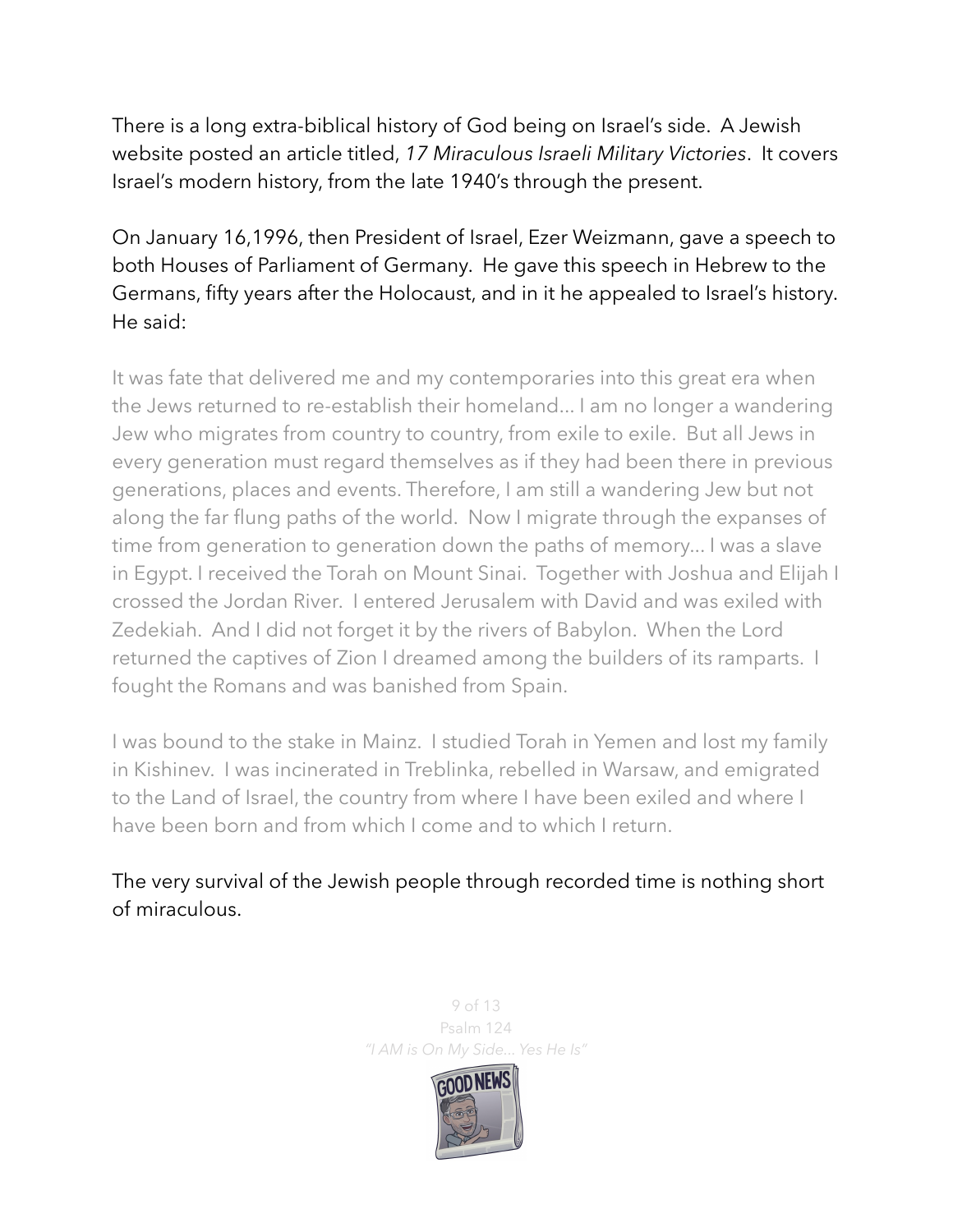There is a long extra-biblical history of God being on Israel's side. A Jewish website posted an article titled, *17 Miraculous Israeli Military Victories*. It covers Israel's modern history, from the late 1940's through the present.

On January 16,1996, then President of Israel, Ezer Weizmann, gave a speech to both Houses of Parliament of Germany. He gave this speech in Hebrew to the Germans, fifty years after the Holocaust, and in it he appealed to Israel's history. He said:

> It was fate that delivered me and my contemporaries into this great era when the Jews returned to re-establish their homeland… I am no longer a wandering Jew who migrates from country to country, from exile to exile. But all Jews in every generation must regard themselves as if they had been there in previous generations, places and events. Therefore, I am still a wandering Jew but not along the far flung paths of the world. Now I migrate through the expanses of time from generation to generation down the paths of memory… I was a slave in Egypt. I received the Torah on Mount Sinai. Together with Joshua and Elijah I crossed the Jordan River. I entered Jerusalem with David and was exiled with Zedekiah. And I did not forget it by the rivers of Babylon. When the Lord returned the captives of Zion I dreamed among the builders of its ramparts. I fought the Romans and was banished from Spain.
>
> I was bound to the stake in Mainz. I studied Torah in Yemen and lost my family in Kishinev. I was incinerated in Treblinka, rebelled in Warsaw, and emigrated to the Land of Israel, the country from where I have been exiled and where I have been born and from which I come and to which I return.

The very survival of the Jewish people through recorded time is nothing short of miraculous.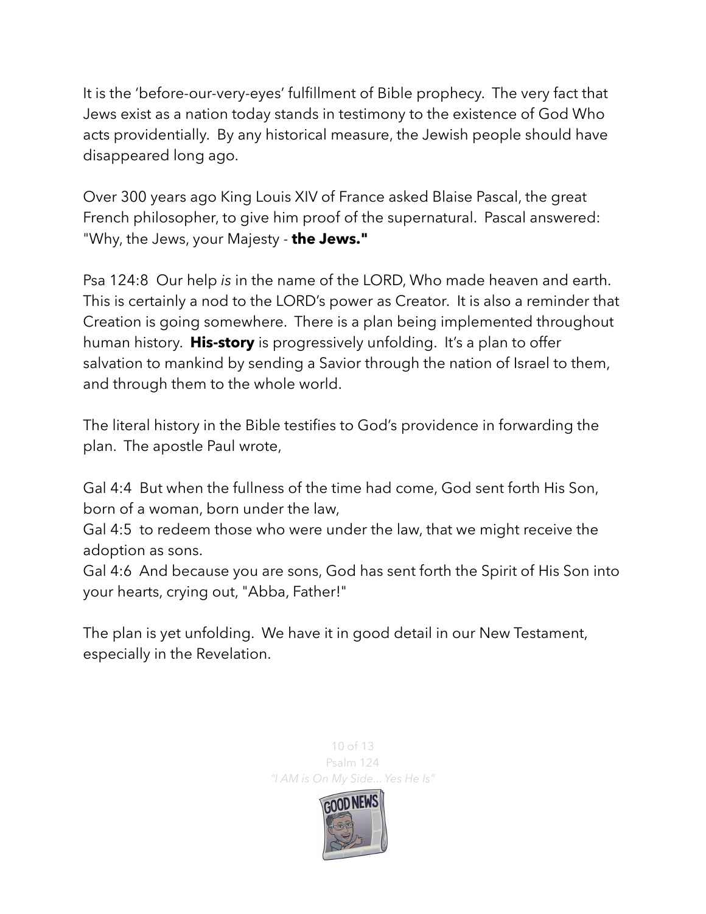It is the 'before-our-very-eyes' fulfillment of Bible prophecy. The very fact that Jews exist as a nation today stands in testimony to the existence of God Who acts providentially. By any historical measure, the Jewish people should have disappeared long ago.

Over 300 years ago King Louis XIV of France asked Blaise Pascal, the great French philosopher, to give him proof of the supernatural. Pascal answered: "Why, the Jews, your Majesty - **the Jews."**

Psa 124:8 Our help *is* in the name of the LORD, Who made heaven and earth. This is certainly a nod to the LORD's power as Creator. It is also a reminder that Creation is going somewhere. There is a plan being implemented throughout human history. **His-story** is progressively unfolding. It's a plan to offer salvation to mankind by sending a Savior through the nation of Israel to them, and through them to the whole world.

The literal history in the Bible testifies to God's providence in forwarding the plan. The apostle Paul wrote,

Gal 4:4 But when the fullness of the time had come, God sent forth His Son, born of a woman, born under the law,
Gal 4:5 to redeem those who were under the law, that we might receive the adoption as sons.
Gal 4:6 And because you are sons, God has sent forth the Spirit of His Son into your hearts, crying out, "Abba, Father!"

The plan is yet unfolding. We have it in good detail in our New Testament, especially in the Revelation.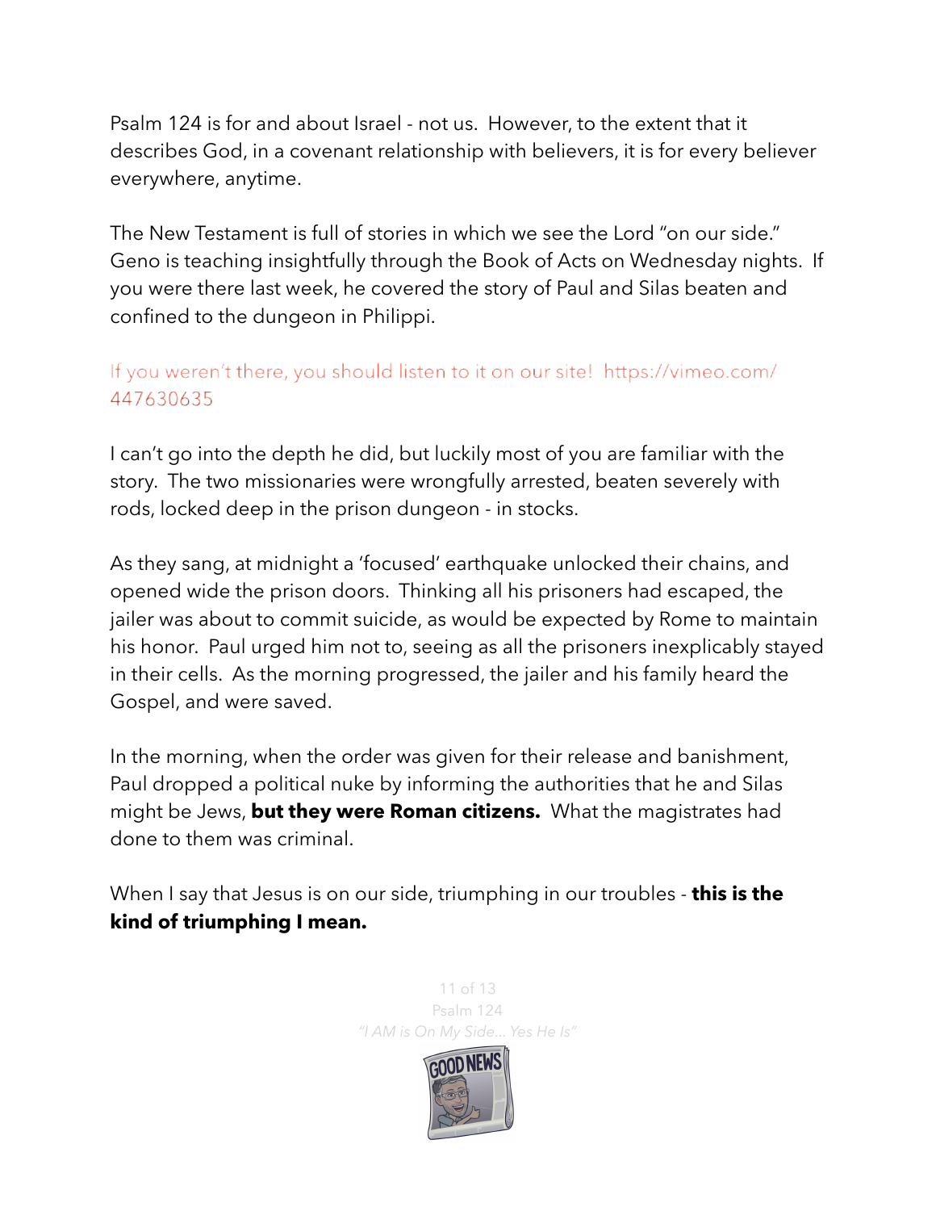Psalm 124 is for and about Israel - not us. However, to the extent that it describes God, in a covenant relationship with believers, it is for every believer everywhere, anytime.

The New Testament is full of stories in which we see the Lord "on our side." Geno is teaching insightfully through the Book of Acts on Wednesday nights. If you were there last week, he covered the story of Paul and Silas beaten and confined to the dungeon in Philippi.

If you weren't there, you should listen to it on our site! https://vimeo.com/447630635

I can't go into the depth he did, but luckily most of you are familiar with the story. The two missionaries were wrongfully arrested, beaten severely with rods, locked deep in the prison dungeon - in stocks.

As they sang, at midnight a 'focused' earthquake unlocked their chains, and opened wide the prison doors. Thinking all his prisoners had escaped, the jailer was about to commit suicide, as would be expected by Rome to maintain his honor. Paul urged him not to, seeing as all the prisoners inexplicably stayed in their cells. As the morning progressed, the jailer and his family heard the Gospel, and were saved.

In the morning, when the order was given for their release and banishment, Paul dropped a political nuke by informing the authorities that he and Silas might be Jews, **but they were Roman citizens.** What the magistrates had done to them was criminal.

When I say that Jesus is on our side, triumphing in our troubles - **this is the kind of triumphing I mean.**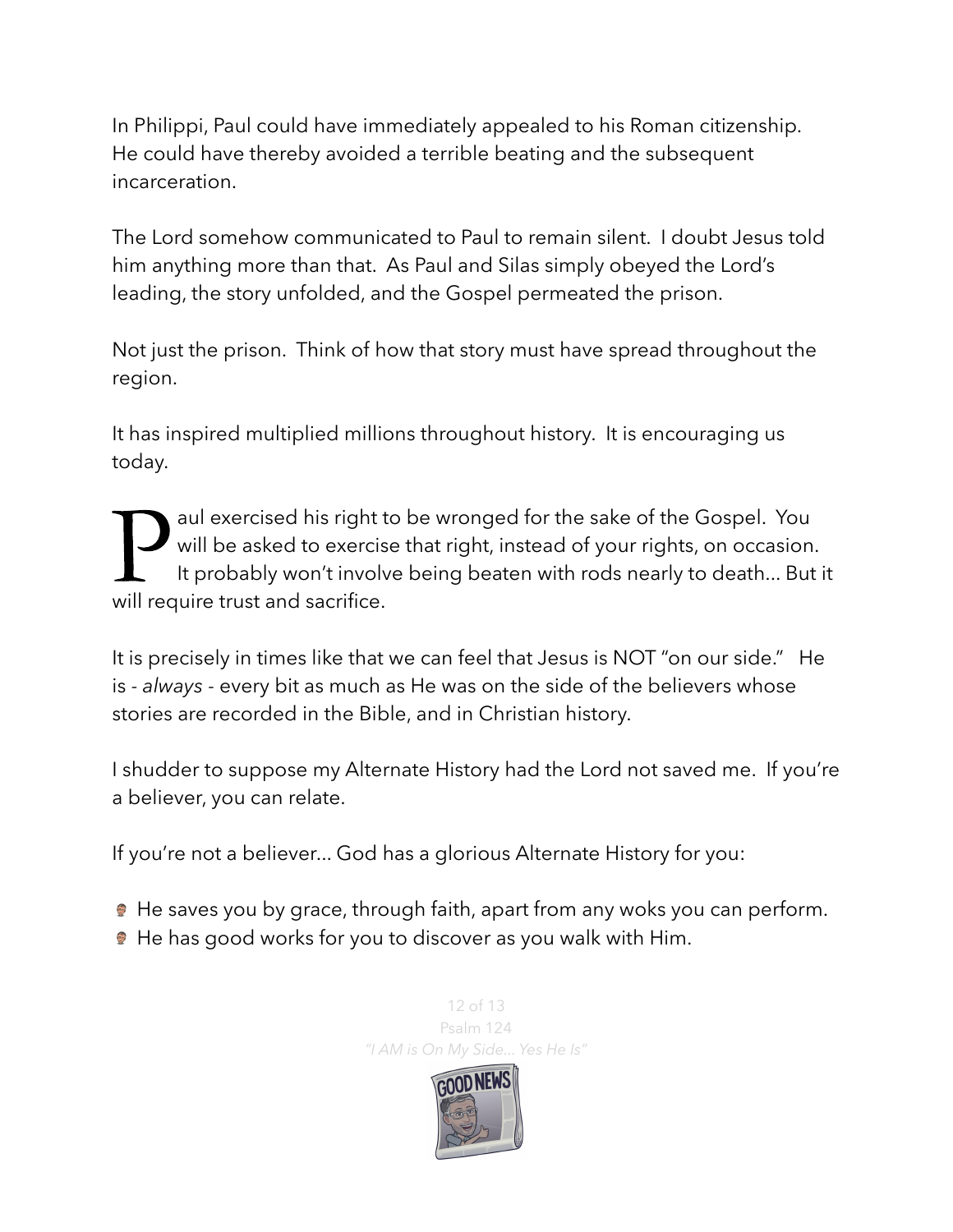In Philippi, Paul could have immediately appealed to his Roman citizenship. He could have thereby avoided a terrible beating and the subsequent incarceration.

The Lord somehow communicated to Paul to remain silent. I doubt Jesus told him anything more than that. As Paul and Silas simply obeyed the Lord's leading, the story unfolded, and the Gospel permeated the prison.

Not just the prison. Think of how that story must have spread throughout the region.

It has inspired multiplied millions throughout history. It is encouraging us today.

Paul exercised his right to be wronged for the sake of the Gospel. You will be asked to exercise that right, instead of your rights, on occasion. It probably won't involve being beaten with rods nearly to death... But it will require trust and sacrifice.

It is precisely in times like that we can feel that Jesus is NOT "on our side." He is - *always* - every bit as much as He was on the side of the believers whose stories are recorded in the Bible, and in Christian history.

I shudder to suppose my Alternate History had the Lord not saved me. If you're a believer, you can relate.

If you're not a believer... God has a glorious Alternate History for you:

- He saves you by grace, through faith, apart from any woks you can perform.
- He has good works for you to discover as you walk with Him.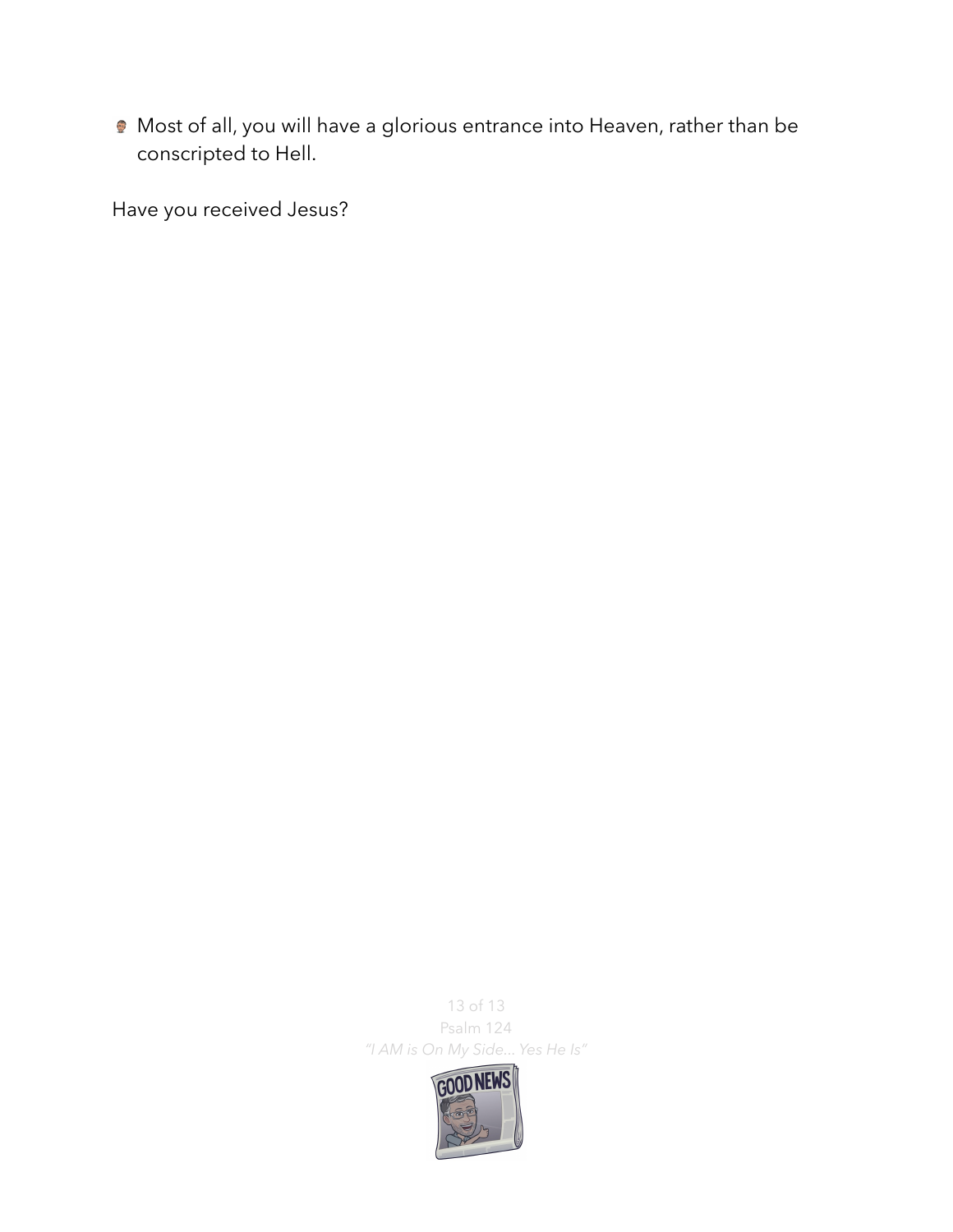- Most of all, you will have a glorious entrance into Heaven, rather than be conscripted to Hell.

Have you received Jesus?